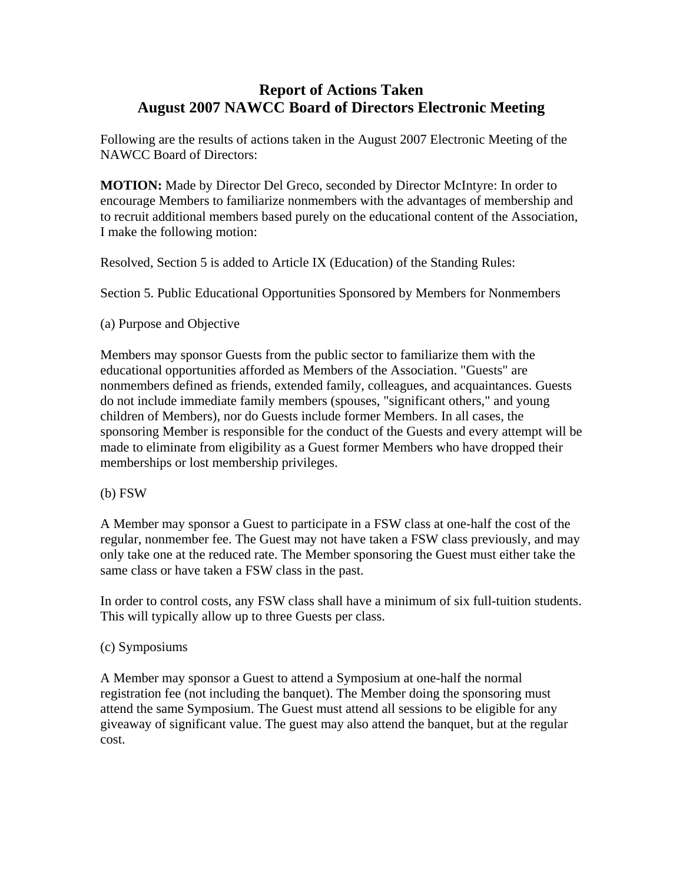# Report of Actions Taken
# August 2007 NAWCC Board of Directors Electronic Meeting

Following are the results of actions taken in the August 2007 Electronic Meeting of the NAWCC Board of Directors:

**MOTION:** Made by Director Del Greco, seconded by Director McIntyre: In order to encourage Members to familiarize nonmembers with the advantages of membership and to recruit additional members based purely on the educational content of the Association, I make the following motion:

Resolved, Section 5 is added to Article IX (Education) of the Standing Rules:

Section 5. Public Educational Opportunities Sponsored by Members for Nonmembers

(a) Purpose and Objective

Members may sponsor Guests from the public sector to familiarize them with the educational opportunities afforded as Members of the Association. "Guests" are nonmembers defined as friends, extended family, colleagues, and acquaintances. Guests do not include immediate family members (spouses, "significant others," and young children of Members), nor do Guests include former Members. In all cases, the sponsoring Member is responsible for the conduct of the Guests and every attempt will be made to eliminate from eligibility as a Guest former Members who have dropped their memberships or lost membership privileges.

(b) FSW

A Member may sponsor a Guest to participate in a FSW class at one-half the cost of the regular, nonmember fee. The Guest may not have taken a FSW class previously, and may only take one at the reduced rate. The Member sponsoring the Guest must either take the same class or have taken a FSW class in the past.

In order to control costs, any FSW class shall have a minimum of six full-tuition students. This will typically allow up to three Guests per class.

(c) Symposiums

A Member may sponsor a Guest to attend a Symposium at one-half the normal registration fee (not including the banquet). The Member doing the sponsoring must attend the same Symposium. The Guest must attend all sessions to be eligible for any giveaway of significant value. The guest may also attend the banquet, but at the regular cost.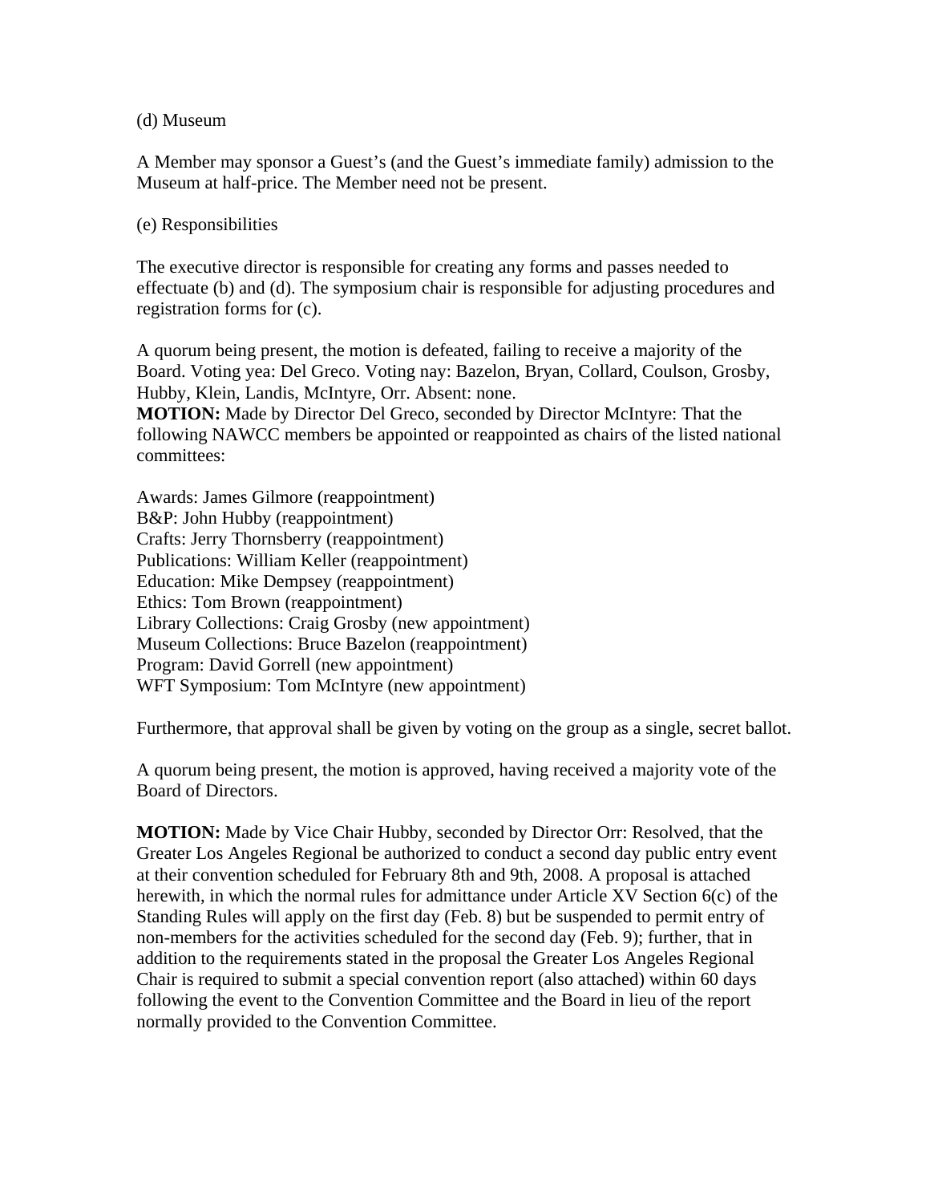(d) Museum

A Member may sponsor a Guest's (and the Guest's immediate family) admission to the Museum at half-price. The Member need not be present.

(e) Responsibilities

The executive director is responsible for creating any forms and passes needed to effectuate (b) and (d). The symposium chair is responsible for adjusting procedures and registration forms for (c).

A quorum being present, the motion is defeated, failing to receive a majority of the Board. Voting yea: Del Greco. Voting nay: Bazelon, Bryan, Collard, Coulson, Grosby, Hubby, Klein, Landis, McIntyre, Orr. Absent: none.

**MOTION:** Made by Director Del Greco, seconded by Director McIntyre: That the following NAWCC members be appointed or reappointed as chairs of the listed national committees:

Awards: James Gilmore (reappointment)
B&P: John Hubby (reappointment)
Crafts: Jerry Thornsberry (reappointment)
Publications: William Keller (reappointment)
Education: Mike Dempsey (reappointment)
Ethics: Tom Brown (reappointment)
Library Collections: Craig Grosby (new appointment)
Museum Collections: Bruce Bazelon (reappointment)
Program: David Gorrell (new appointment)
WFT Symposium: Tom McIntyre (new appointment)

Furthermore, that approval shall be given by voting on the group as a single, secret ballot.

A quorum being present, the motion is approved, having received a majority vote of the Board of Directors.

**MOTION:** Made by Vice Chair Hubby, seconded by Director Orr: Resolved, that the Greater Los Angeles Regional be authorized to conduct a second day public entry event at their convention scheduled for February 8th and 9th, 2008. A proposal is attached herewith, in which the normal rules for admittance under Article XV Section 6(c) of the Standing Rules will apply on the first day (Feb. 8) but be suspended to permit entry of non-members for the activities scheduled for the second day (Feb. 9); further, that in addition to the requirements stated in the proposal the Greater Los Angeles Regional Chair is required to submit a special convention report (also attached) within 60 days following the event to the Convention Committee and the Board in lieu of the report normally provided to the Convention Committee.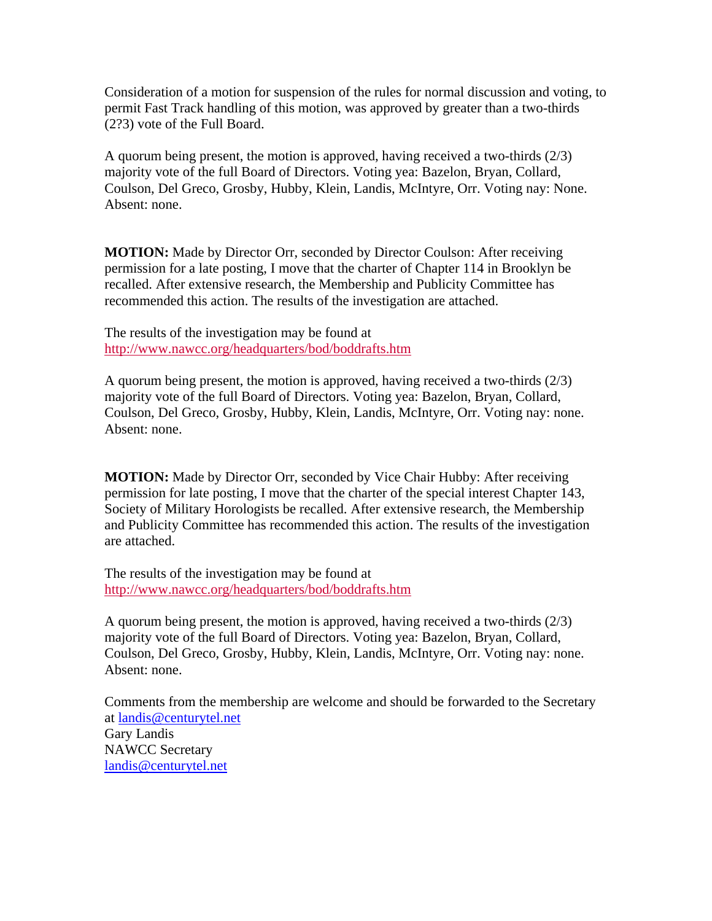Consideration of a motion for suspension of the rules for normal discussion and voting, to permit Fast Track handling of this motion, was approved by greater than a two-thirds (2?3) vote of the Full Board.

A quorum being present, the motion is approved, having received a two-thirds (2/3) majority vote of the full Board of Directors. Voting yea: Bazelon, Bryan, Collard, Coulson, Del Greco, Grosby, Hubby, Klein, Landis, McIntyre, Orr. Voting nay: None. Absent: none.

**MOTION:** Made by Director Orr, seconded by Director Coulson: After receiving permission for a late posting, I move that the charter of Chapter 114 in Brooklyn be recalled. After extensive research, the Membership and Publicity Committee has recommended this action. The results of the investigation are attached.

The results of the investigation may be found at
http://www.nawcc.org/headquarters/bod/boddrafts.htm

A quorum being present, the motion is approved, having received a two-thirds (2/3) majority vote of the full Board of Directors. Voting yea: Bazelon, Bryan, Collard, Coulson, Del Greco, Grosby, Hubby, Klein, Landis, McIntyre, Orr. Voting nay: none. Absent: none.

**MOTION:** Made by Director Orr, seconded by Vice Chair Hubby: After receiving permission for late posting, I move that the charter of the special interest Chapter 143, Society of Military Horologists be recalled. After extensive research, the Membership and Publicity Committee has recommended this action. The results of the investigation are attached.

The results of the investigation may be found at
http://www.nawcc.org/headquarters/bod/boddrafts.htm

A quorum being present, the motion is approved, having received a two-thirds (2/3) majority vote of the full Board of Directors. Voting yea: Bazelon, Bryan, Collard, Coulson, Del Greco, Grosby, Hubby, Klein, Landis, McIntyre, Orr. Voting nay: none. Absent: none.

Comments from the membership are welcome and should be forwarded to the Secretary at landis@centurytel.net
Gary Landis
NAWCC Secretary
landis@centurytel.net